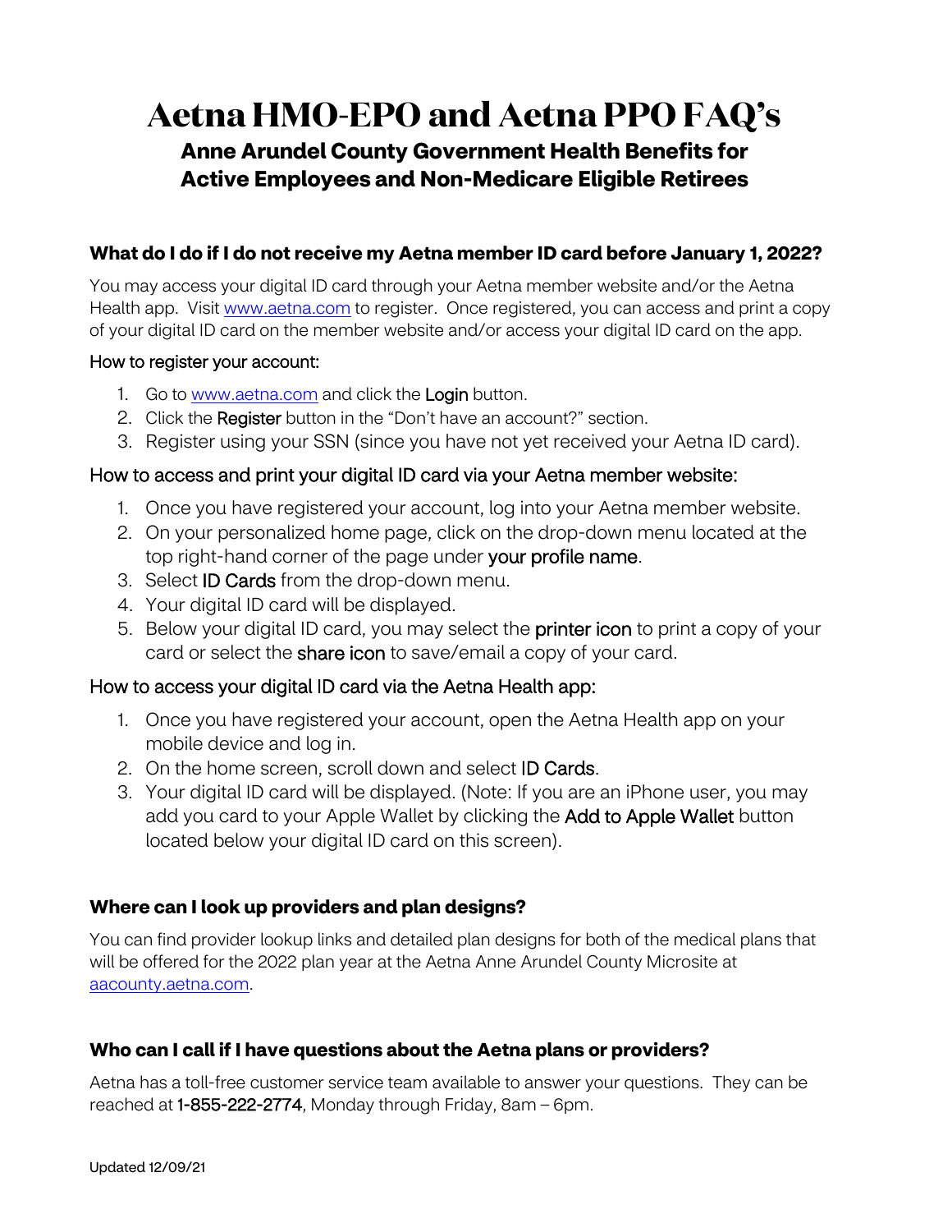# Aetna HMO-EPO and Aetna PPO FAQ's

## Anne Arundel County Government Health Benefits for Active Employees and Non-Medicare Eligible Retirees

### What do I do if I do not receive my Aetna member ID card before January 1, 2022?

You may access your digital ID card through your Aetna member website and/or the Aetna Health app. Visit www.aetna.com to register. Once registered, you can access and print a copy of your digital ID card on the member website and/or access your digital ID card on the app.

How to register your account:

1. Go to www.aetna.com and click the **Login** button.
2. Click the **Register** button in the "Don't have an account?" section.
3. Register using your SSN (since you have not yet received your Aetna ID card).

How to access and print your digital ID card via your Aetna member website:

1. Once you have registered your account, log into your Aetna member website.
2. On your personalized home page, click on the drop-down menu located at the top right-hand corner of the page under **your profile name**.
3. Select **ID Cards** from the drop-down menu.
4. Your digital ID card will be displayed.
5. Below your digital ID card, you may select the **printer icon** to print a copy of your card or select the **share icon** to save/email a copy of your card.

How to access your digital ID card via the Aetna Health app:

1. Once you have registered your account, open the Aetna Health app on your mobile device and log in.
2. On the home screen, scroll down and select **ID Cards**.
3. Your digital ID card will be displayed. (Note: If you are an iPhone user, you may add you card to your Apple Wallet by clicking the **Add to Apple Wallet** button located below your digital ID card on this screen).

### Where can I look up providers and plan designs?

You can find provider lookup links and detailed plan designs for both of the medical plans that will be offered for the 2022 plan year at the Aetna Anne Arundel County Microsite at aacounty.aetna.com.

### Who can I call if I have questions about the Aetna plans or providers?

Aetna has a toll-free customer service team available to answer your questions. They can be reached at **1-855-222-2774**, Monday through Friday, 8am – 6pm.

Updated 12/09/21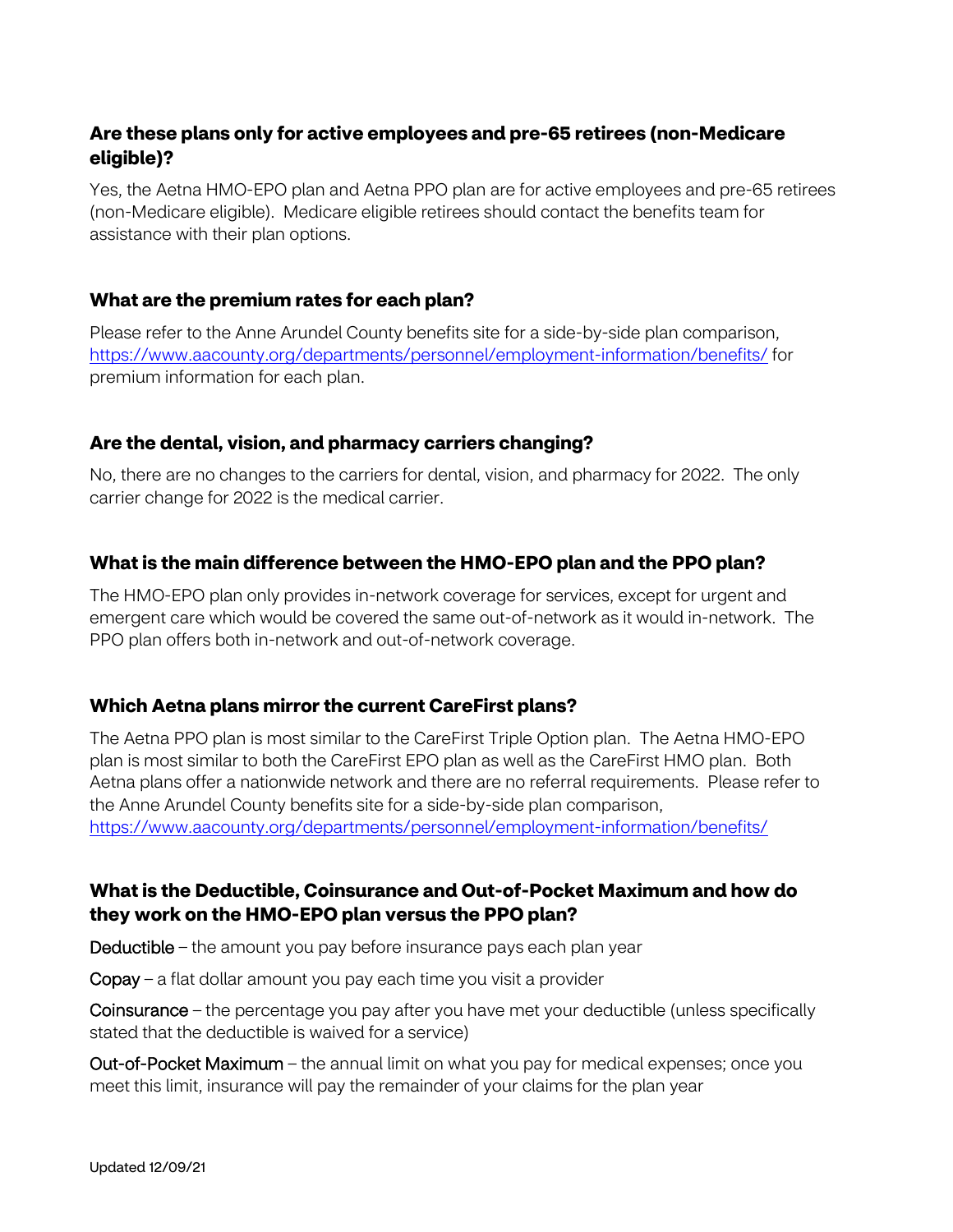### Are these plans only for active employees and pre-65 retirees (non-Medicare eligible)?

Yes, the Aetna HMO-EPO plan and Aetna PPO plan are for active employees and pre-65 retirees (non-Medicare eligible). Medicare eligible retirees should contact the benefits team for assistance with their plan options.

### What are the premium rates for each plan?

Please refer to the Anne Arundel County benefits site for a side-by-side plan comparison, https://www.aacounty.org/departments/personnel/employment-information/benefits/ for premium information for each plan.

### Are the dental, vision, and pharmacy carriers changing?

No, there are no changes to the carriers for dental, vision, and pharmacy for 2022. The only carrier change for 2022 is the medical carrier.

### What is the main difference between the HMO-EPO plan and the PPO plan?

The HMO-EPO plan only provides in-network coverage for services, except for urgent and emergent care which would be covered the same out-of-network as it would in-network. The PPO plan offers both in-network and out-of-network coverage.

### Which Aetna plans mirror the current CareFirst plans?

The Aetna PPO plan is most similar to the CareFirst Triple Option plan. The Aetna HMO-EPO plan is most similar to both the CareFirst EPO plan as well as the CareFirst HMO plan. Both Aetna plans offer a nationwide network and there are no referral requirements. Please refer to the Anne Arundel County benefits site for a side-by-side plan comparison, https://www.aacounty.org/departments/personnel/employment-information/benefits/

### What is the Deductible, Coinsurance and Out-of-Pocket Maximum and how do they work on the HMO-EPO plan versus the PPO plan?

Deductible – the amount you pay before insurance pays each plan year

Copay – a flat dollar amount you pay each time you visit a provider

Coinsurance – the percentage you pay after you have met your deductible (unless specifically stated that the deductible is waived for a service)

Out-of-Pocket Maximum – the annual limit on what you pay for medical expenses; once you meet this limit, insurance will pay the remainder of your claims for the plan year

Updated 12/09/21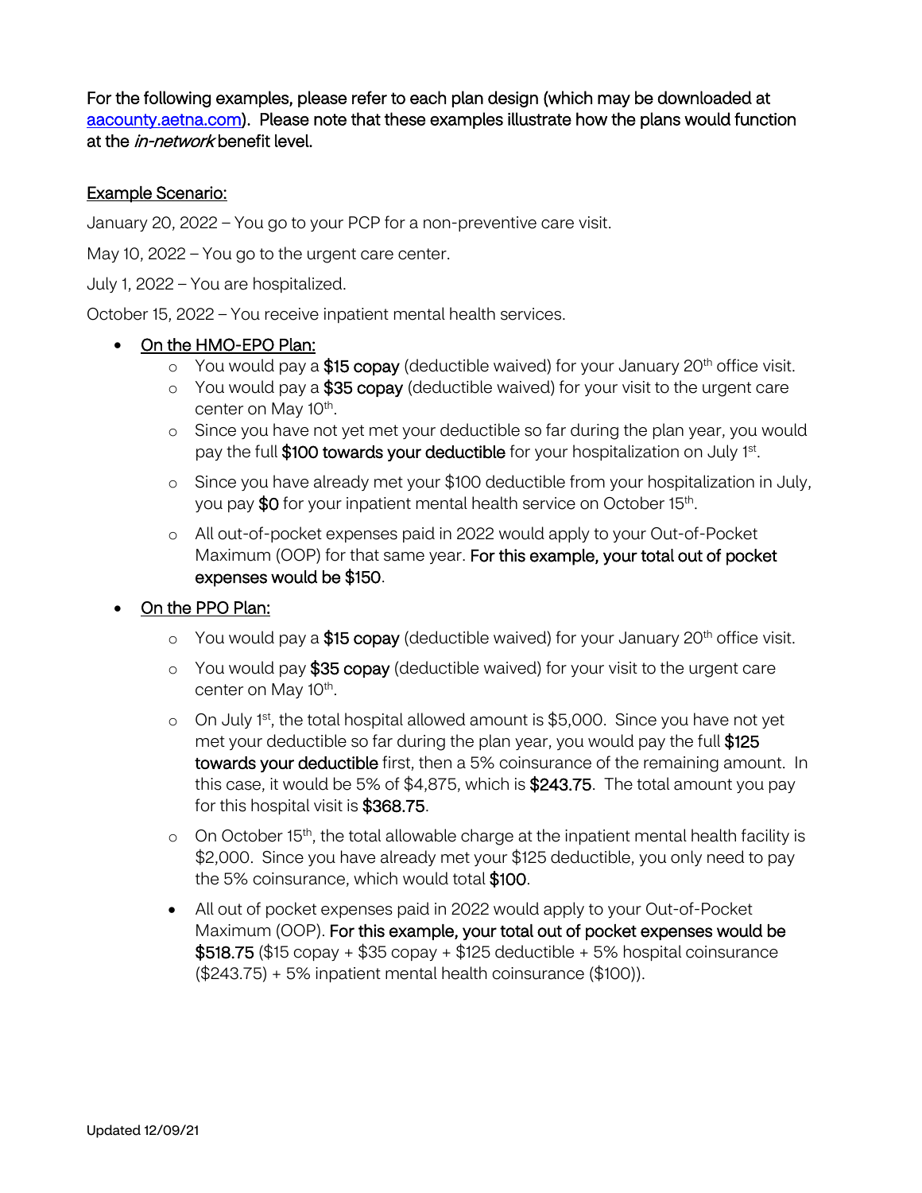**For the following examples, please refer to each plan design (which may be downloaded at [aacounty.aetna.com](aacounty.aetna.com)). Please note that these examples illustrate how the plans would function at the *in-network* benefit level.**

Example Scenario:

January 20, 2022 – You go to your PCP for a non-preventive care visit.

May 10, 2022 – You go to the urgent care center.

July 1, 2022 – You are hospitalized.

October 15, 2022 – You receive inpatient mental health services.

- On the HMO-EPO Plan:
    - You would pay a **$15 copay** (deductible waived) for your January 20th office visit.
    - You would pay a **$35 copay** (deductible waived) for your visit to the urgent care center on May 10th.
    - Since you have not yet met your deductible so far during the plan year, you would pay the full **$100 towards your deductible** for your hospitalization on July 1st.
    - Since you have already met your $100 deductible from your hospitalization in July, you pay **$0** for your inpatient mental health service on October 15th.
    - All out-of-pocket expenses paid in 2022 would apply to your Out-of-Pocket Maximum (OOP) for that same year. **For this example, your total out of pocket expenses would be $150**.
- On the PPO Plan:
    - You would pay a **$15 copay** (deductible waived) for your January 20th office visit.
    - You would pay **$35 copay** (deductible waived) for your visit to the urgent care center on May 10th.
    - On July 1st, the total hospital allowed amount is $5,000. Since you have not yet met your deductible so far during the plan year, you would pay the full **$125 towards your deductible** first, then a 5% coinsurance of the remaining amount. In this case, it would be 5% of $4,875, which is **$243.75**. The total amount you pay for this hospital visit is **$368.75**.
    - On October 15th, the total allowable charge at the inpatient mental health facility is $2,000. Since you have already met your $125 deductible, you only need to pay the 5% coinsurance, which would total **$100**.
    - All out of pocket expenses paid in 2022 would apply to your Out-of-Pocket Maximum (OOP). **For this example, your total out of pocket expenses would be $518.75** ($15 copay + $35 copay + $125 deductible + 5% hospital coinsurance ($243.75) + 5% inpatient mental health coinsurance ($100)).

Updated 12/09/21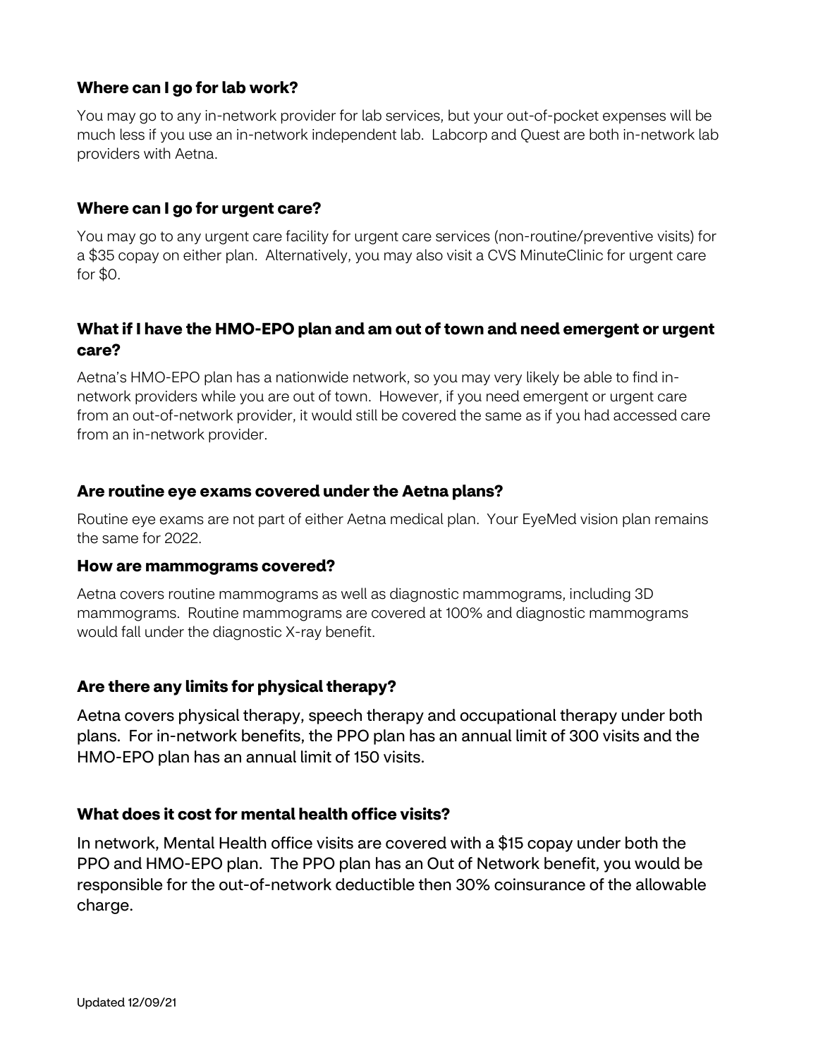### Where can I go for lab work?

You may go to any in-network provider for lab services, but your out-of-pocket expenses will be much less if you use an in-network independent lab. Labcorp and Quest are both in-network lab providers with Aetna.

### Where can I go for urgent care?

You may go to any urgent care facility for urgent care services (non-routine/preventive visits) for a $35 copay on either plan. Alternatively, you may also visit a CVS MinuteClinic for urgent care for $0.

### What if I have the HMO-EPO plan and am out of town and need emergent or urgent care?

Aetna's HMO-EPO plan has a nationwide network, so you may very likely be able to find in-network providers while you are out of town. However, if you need emergent or urgent care from an out-of-network provider, it would still be covered the same as if you had accessed care from an in-network provider.

### Are routine eye exams covered under the Aetna plans?

Routine eye exams are not part of either Aetna medical plan. Your EyeMed vision plan remains the same for 2022.

### How are mammograms covered?

Aetna covers routine mammograms as well as diagnostic mammograms, including 3D mammograms. Routine mammograms are covered at 100% and diagnostic mammograms would fall under the diagnostic X-ray benefit.

### Are there any limits for physical therapy?

Aetna covers physical therapy, speech therapy and occupational therapy under both plans. For in-network benefits, the PPO plan has an annual limit of 300 visits and the HMO-EPO plan has an annual limit of 150 visits.

### What does it cost for mental health office visits?

In network, Mental Health office visits are covered with a $15 copay under both the PPO and HMO-EPO plan. The PPO plan has an Out of Network benefit, you would be responsible for the out-of-network deductible then 30% coinsurance of the allowable charge.

Updated 12/09/21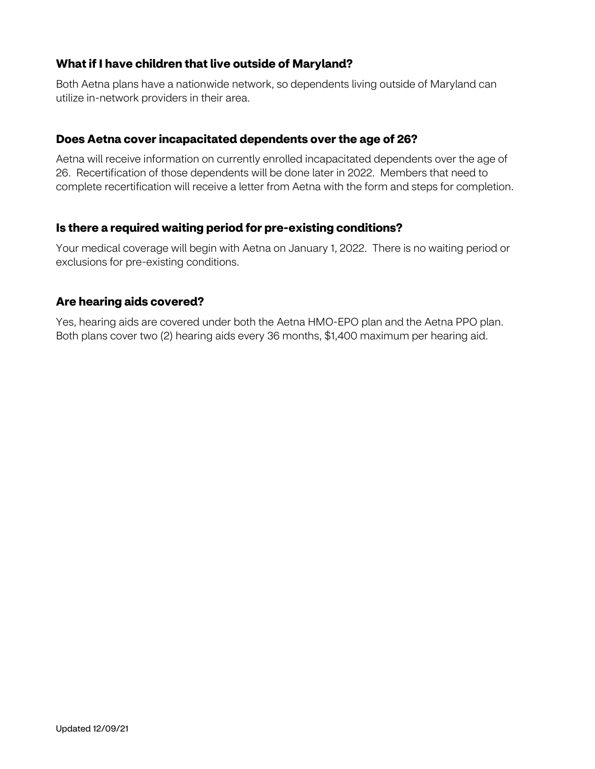### What if I have children that live outside of Maryland?

Both Aetna plans have a nationwide network, so dependents living outside of Maryland can utilize in-network providers in their area.

### Does Aetna cover incapacitated dependents over the age of 26?

Aetna will receive information on currently enrolled incapacitated dependents over the age of 26. Recertification of those dependents will be done later in 2022. Members that need to complete recertification will receive a letter from Aetna with the form and steps for completion.

### Is there a required waiting period for pre-existing conditions?

Your medical coverage will begin with Aetna on January 1, 2022. There is no waiting period or exclusions for pre-existing conditions.

### Are hearing aids covered?

Yes, hearing aids are covered under both the Aetna HMO-EPO plan and the Aetna PPO plan. Both plans cover two (2) hearing aids every 36 months, $1,400 maximum per hearing aid.

Updated 12/09/21